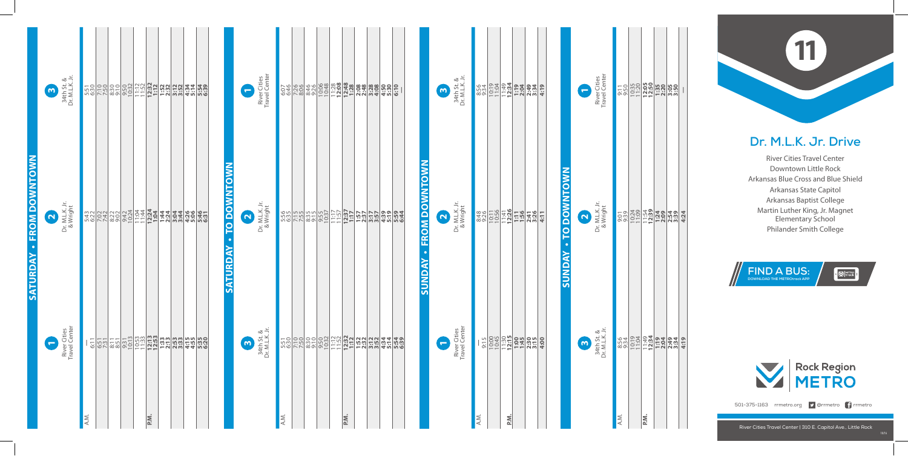# 11

## Dr. M.L.K. Jr. Drive

River Cities Travel Center
Downtown Little Rock
Arkansas Blue Cross and Blue Shield
Arkansas State Capitol
Arkansas Baptist College
Martin Luther King, Jr. Magnet Elementary School
Philander Smith College

**FIND A BUS:** DOWNLOAD THE METROtrack APP

Rock Region METRO

501-375-1163 rrmetro.org @rrmetro rrmetro

River Cities Travel Center | 310 E. Capitol Ave., Little Rock

## SATURDAY • FROM DOWNTOWN

| | 1 River Cities Travel Center | 2 Dr. M.L.K. Jr. & Wright | 3 34th St. & Dr. M.L.K. Jr. |
|---|---|---|---|
| A.M. | — | 5:43 | 5:51 |
| | 6:11 | 6:22 | 6:30 |
| | 6:51 | 7:02 | 7:10 |
| | 7:31 | 7:42 | 7:50 |
| | 8:11 | 8:22 | 8:30 |
| | 8:51 | 9:02 | 9:10 |
| | 9:31 | 9:42 | 9:50 |
| | 10:13 | 10:24 | 10:32 |
| | 10:53 | 11:04 | 11:12 |
| | 11:33 | 11:44 | 11:52 |
| P.M. | **12:13** | **12:24** | **12:32** |
| | **12:53** | **1:04** | **1:12** |
| | **1:33** | **1:44** | **1:52** |
| | **2:13** | **2:24** | **2:32** |
| | **2:53** | **3:04** | **3:12** |
| | **3:33** | **3:44** | **3:52** |
| | **4:15** | **4:26** | **4:34** |
| | **4:55** | **5:06** | **5:14** |
| | **5:35** | **5:46** | **5:54** |
| | **6:20** | **6:31** | **6:39** |

## SATURDAY • TO DOWNTOWN

| | 3 34th St. & Dr. M.L.K. Jr. | 2 Dr. M.L.K. Jr. & Wright | 1 River Cities Travel Center |
|---|---|---|---|
| A.M. | 5:51 | 5:56 | 6:07 |
| | 6:30 | 6:35 | 6:46 |
| | 7:10 | 7:15 | 7:26 |
| | 7:50 | 7:55 | 8:06 |
| | 8:30 | 8:35 | 8:46 |
| | 9:10 | 9:15 | 9:26 |
| | 9:50 | 9:55 | 10:06 |
| | 10:32 | 10:37 | 10:48 |
| | 11:12 | 11:17 | 11:28 |
| | 11:52 | 11:57 | **12:08** |
| P.M. | **12:32** | **12:37** | **12:48** |
| | **1:12** | **1:17** | **1:28** |
| | **1:52** | **1:57** | **2:08** |
| | **2:32** | **2:37** | **2:48** |
| | **3:12** | **3:17** | **3:28** |
| | **3:52** | **3:57** | **4:08** |
| | **4:34** | **4:39** | **4:50** |
| | **5:14** | **5:19** | **5:30** |
| | **5:54** | **5:59** | **6:10** |
| | **6:39** | **6:44** | — |

## SUNDAY • FROM DOWNTOWN

| | 1 River Cities Travel Center | 2 Dr. M.L.K. Jr. & Wright | 3 34th St. & Dr. M.L.K. Jr. |
|---|---|---|---|
| A.M. | — | 8:48 | 8:56 |
| | 9:15 | 9:26 | 9:34 |
| | 10:00 | 10:11 | 10:19 |
| | 10:45 | 10:56 | 11:04 |
| | 11:30 | 11:41 | 11:49 |
| P.M. | **12:15** | **12:26** | **12:34** |
| | **1:00** | **1:11** | **1:19** |
| | **1:45** | **1:56** | **2:04** |
| | **2:30** | **2:41** | **2:49** |
| | **3:15** | **3:26** | **3:34** |
| | **4:00** | **4:11** | **4:19** |

## SUNDAY • TO DOWNTOWN

| | 3 34th St. & Dr. M.L.K. Jr. | 2 Dr. M.L.K. Jr. & Wright | 1 River Cities Travel Center |
|---|---|---|---|
| A.M. | 8:56 | 9:01 | 9:11 |
| | 9:34 | 9:39 | 9:50 |
| | 10:19 | 10:24 | 10:35 |
| | 11:04 | 11:09 | 11:20 |
| | 11:49 | 11:54 | **12:05** |
| P.M. | **12:34** | **12:39** | **12:50** |
| | **1:19** | **1:24** | **1:35** |
| | **2:04** | **2:09** | **2:20** |
| | **2:49** | **2:54** | **3:05** |
| | **3:34** | **3:39** | **3:50** |
| | **4:19** | **4:24** | — |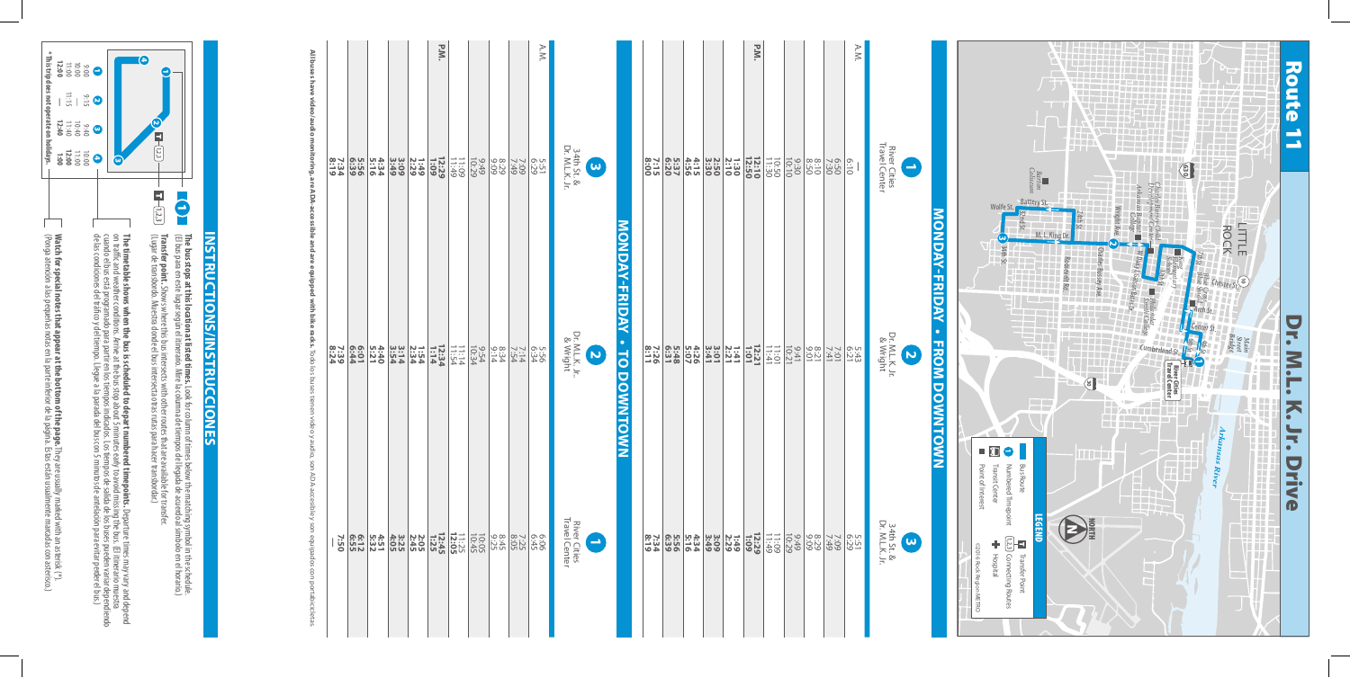# Route 11 — Dr. M.L.K. Jr. Drive

**LEGEND**

- Bus Route
- Numbered Timepoint
- Transit Center
- Point of Interest
- Transfer Point
- Connecting Routes
- Hospital

©2016 Rock Region METRO

## MONDAY-FRIDAY • FROM DOWNTOWN

| | 1 River Cities Travel Center | 2 Dr. M.L.K. Jr. & Wright | 3 34th St. & Dr. M.L.K. Jr. |
|---|---|---|---|
| A.M. | — | 5:43 | 5:51 |
| | 6:10 | 6:21 | 6:29 |
| | 6:50 | 7:01 | 7:09 |
| | 7:30 | 7:41 | 7:49 |
| | 8:10 | 8:21 | 8:29 |
| | 8:50 | 9:01 | 9:09 |
| | 9:30 | 9:41 | 9:49 |
| | 10:10 | 10:21 | 10:29 |
| | 10:50 | 11:01 | 11:09 |
| | 11:30 | 11:41 | 11:49 |
| P.M. | **12:10** | **12:21** | **12:29** |
| | **12:50** | **1:01** | **1:09** |
| | **1:30** | **1:41** | **1:49** |
| | **2:10** | **2:21** | **2:29** |
| | **2:50** | **3:01** | **3:09** |
| | **3:30** | **3:41** | **3:49** |
| | **4:15** | **4:26** | **4:34** |
| | **4:56** | **5:07** | **5:16** |
| | **5:37** | **5:48** | **5:56** |
| | **6:20** | **6:31** | **6:39** |
| | **7:15** | **7:26** | **7:34** |
| | **8:00** | **8:11** | **8:19** |

## MONDAY-FRIDAY • TO DOWNTOWN

| | 3 34th St. & Dr. M.L.K. Jr. | 2 Dr. M.L.K. Jr. & Wright | 1 River Cities Travel Center |
|---|---|---|---|
| A.M. | 5:51 | 5:56 | 6:06 |
| | 6:29 | 6:34 | 6:45 |
| | 7:09 | 7:14 | 7:25 |
| | 7:49 | 7:54 | 8:05 |
| | 8:29 | 8:34 | 8:45 |
| | 9:09 | 9:14 | 9:25 |
| | 9:49 | 9:54 | 10:05 |
| | 10:29 | 10:34 | 10:45 |
| | 11:09 | 11:14 | 11:25 |
| | 11:49 | 11:54 | **12:05** |
| P.M. | **12:29** | **12:34** | **12:45** |
| | **1:09** | **1:14** | **1:25** |
| | **1:49** | **1:54** | **2:05** |
| | **2:29** | **2:34** | **2:45** |
| | **3:09** | **3:14** | **3:25** |
| | **3:49** | **3:54** | **4:05** |
| | **4:34** | **4:40** | **4:51** |
| | **5:16** | **5:21** | **5:32** |
| | **5:56** | **6:01** | **6:12** |
| | **6:39** | **6:44** | **6:55** |
| | **7:34** | **7:39** | **7:50** |
| | **8:19** | **8:24** | |

All buses have video/audio monitoring, are ADA-accessible and are equipped with bike racks. Todos los buses tienen video y audio, son ADA accesibles y son equipados con portabicicletas.

## INSTRUCTIONS/INSTRUCCIONES

**The bus stops at this location at listed times.** Look for a column of times below the matching symbol in the schedule. (El bus para en este lugar según el itinerario. Mire la columna de tiempo del llegada de acuerdo al símbolo en el horario.)

**Transfer point.** Shows where this bus intersects with other routes that are available for transfer. (Lugar de transbordo. Muestra dónde el bus intersecta otras rutas para hacer transbordar.)

**The timetable shows when the bus is scheduled to depart numbered timepoints.** Departure times may vary and depend on traffic and weather conditions. Arrive at the bus stop about 5 minutes early to avoid missing the bus. (El itinerario muestra cuando el bus está programado para partir en los tiempos indicados. Los tiempos de salida de los buses pueden variar dependiendo de las condiciones del tráfico y del tiempo. Llegue a la parada del bus con 5 minutos de antelación para evitar perder el bus.)

| 1 | 2 | 3 | 4 |
|---|---|---|---|
| 9:00 | 9:15 | 9:40 | 10:00 |
| 10:00 | — | 10:40 | 11:00 |
| 11:00 | 11:15 | 11:40 | 12:00 |
| 12:00 | — | 12:40 | 1:00 |

\* This trip does not operate on holidays.

**Watch for special notes that appear at the bottom of the page.** They are usually marked with an asterisk (*). (Ponga atención a las pequeñas notas en la parte inferior de la página. Éstas están usualmente marcadas con asterisco.)